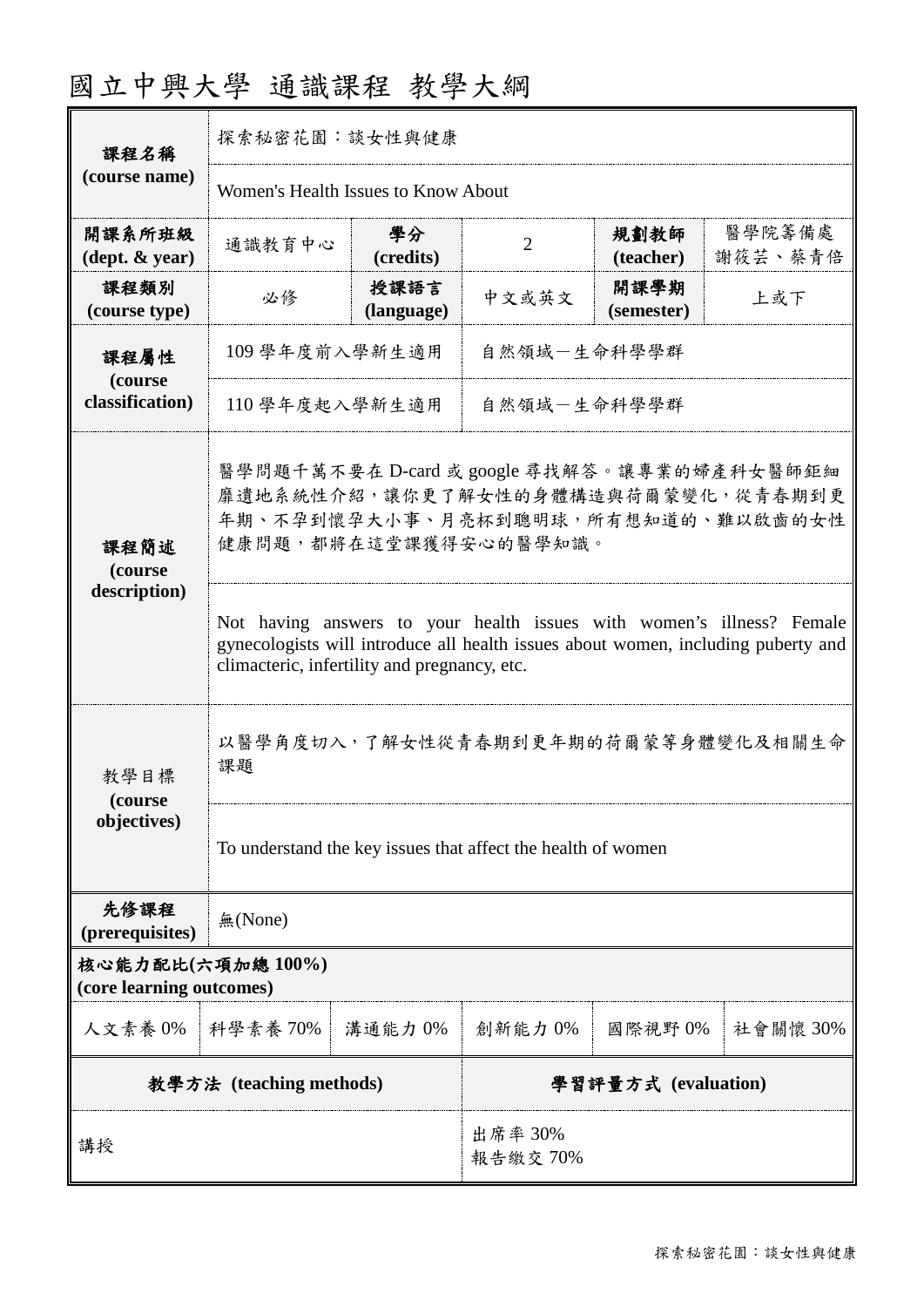# 國立中興大學 通識課程 教學大綱

| 課程名稱 (course name) | 探索秘密花園：談女性與健康 | | | | |
|---|---|---|---|---|---|
| | Women's Health Issues to Know About | | | | |
| 開課系所班級 (dept. & year) | 通識教育中心 | 學分 (credits) | 2 | 規劃教師 (teacher) | 醫學院籌備處 謝筱芸、蔡青倍 |
| 課程類別 (course type) | 必修 | 授課語言 (language) | 中文或英文 | 開課學期 (semester) | 上或下 |
| 課程屬性 (course classification) | 109 學年度前入學新生適用 | 自然領域－生命科學學群 | | | |
| | 110 學年度起入學新生適用 | 自然領域－生命科學學群 | | | |
| 課程簡述 (course description) | 醫學問題千萬不要在 D-card 或 google 尋找解答。讓專業的婦產科女醫師鉅細靡遺地系統性介紹，讓你更了解女性的身體構造與荷爾蒙變化，從青春期到更年期、不孕到懷孕大小事、月亮杯到聰明球，所有想知道的、難以啟齒的女性健康問題，都將在這堂課獲得安心的醫學知識。 | | | | |
| | Not having answers to your health issues with women's illness? Female gynecologists will introduce all health issues about women, including puberty and climacteric, infertility and pregnancy, etc. | | | | |
| 教學目標 (course objectives) | 以醫學角度切入，了解女性從青春期到更年期的荷爾蒙等身體變化及相關生命課題 | | | | |
| | To understand the key issues that affect the health of women | | | | |
| 先修課程 (prerequisites) | 無(None) | | | | |

**核心能力配比(六項加總 100%) (core learning outcomes)**

| 人文素養 0% | 科學素養 70% | 溝通能力 0% | 創新能力 0% | 國際視野 0% | 社會關懷 30% |
|---|---|---|---|---|---|

| 教學方法 (teaching methods) | 學習評量方式 (evaluation) |
|---|---|
| 講授 | 出席率 30%<br>報告繳交 70% |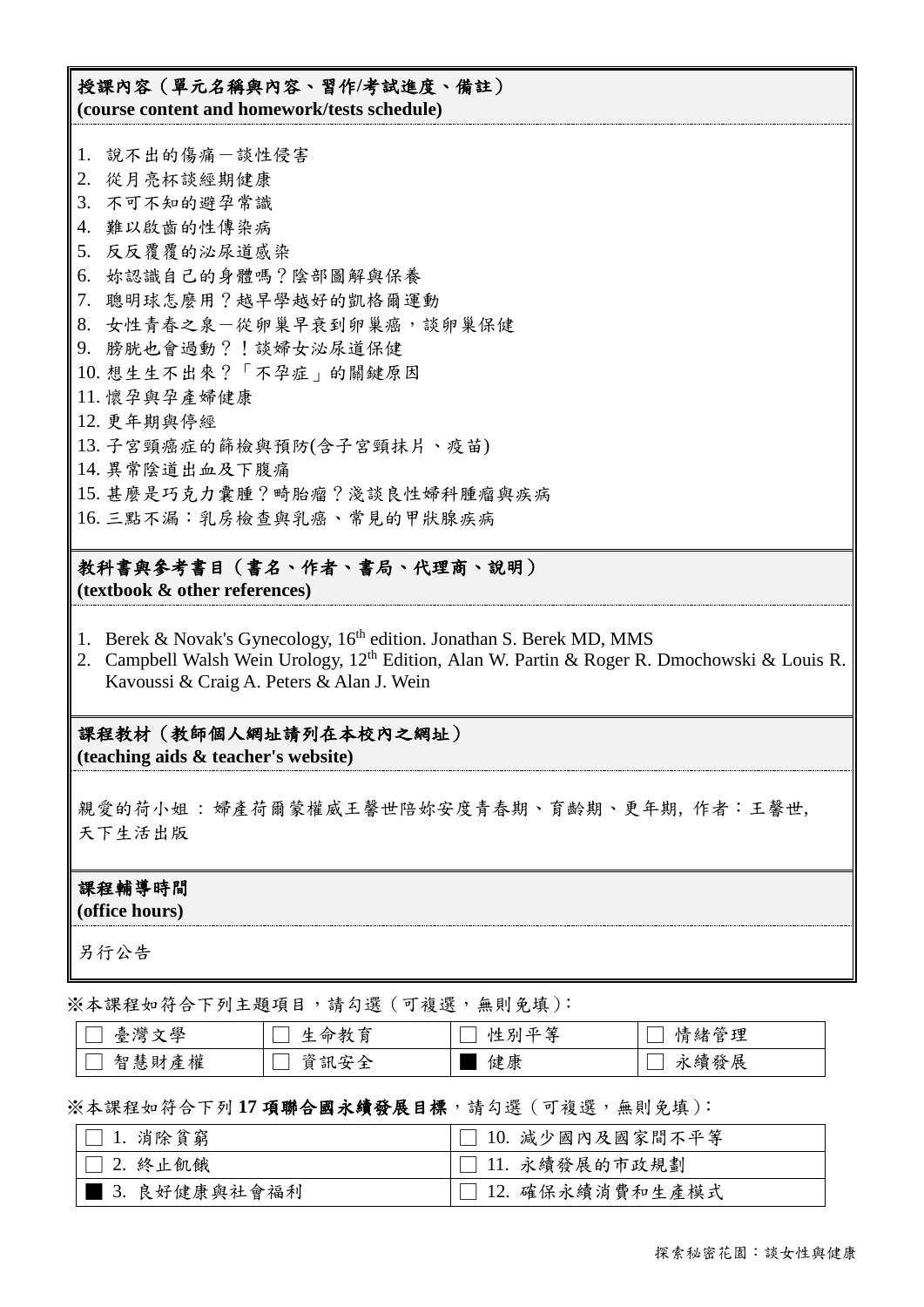## 授課內容（單元名稱與內容、習作/考試進度、備註）
**(course content and homework/tests schedule)**

1. 說不出的傷痛－談性侵害
2. 從月亮杯談經期健康
3. 不可不知的避孕常識
4. 難以啟齒的性傳染病
5. 反反覆覆的泌尿道感染
6. 妳認識自己的身體嗎？陰部圖解與保養
7. 聰明球怎麼用？越早學越好的凱格爾運動
8. 女性青春之泉－從卵巢早衰到卵巢癌，談卵巢保健
9. 膀胱也會過動？！談婦女泌尿道保健
10. 想生生不出來？「不孕症」的關鍵原因
11. 懷孕與孕產婦健康
12. 更年期與停經
13. 子宮頸癌症的篩檢與預防(含子宮頸抹片、疫苗)
14. 異常陰道出血及下腹痛
15. 甚麼是巧克力囊腫？畸胎瘤？淺談良性婦科腫瘤與疾病
16. 三點不漏：乳房檢查與乳癌、常見的甲狀腺疾病

## 教科書與參考書目（書名、作者、書局、代理商、說明）
**(textbook & other references)**

1. Berek & Novak's Gynecology, 16th edition. Jonathan S. Berek MD, MMS
2. Campbell Walsh Wein Urology, 12th Edition, Alan W. Partin & Roger R. Dmochowski & Louis R. Kavoussi & Craig A. Peters & Alan J. Wein

## 課程教材（教師個人網址請列在本校內之網址）
**(teaching aids & teacher's website)**

親愛的荷小姐：婦產荷爾蒙權威王馨世陪妳安度青春期、育齡期、更年期, 作者：王馨世, 天下生活出版

## 課程輔導時間
**(office hours)**

另行公告

※本課程如符合下列主題項目，請勾選（可複選，無則免填）：

| | | | |
|---|---|---|---|
| ☐ 臺灣文學 | ☐ 生命教育 | ■ 性別平等 | ☐ 情緒管理 |
| ☐ 智慧財產權 | ☐ 資訊安全 | ■ 健康 | ☐ 永續發展 |

※本課程如符合下列 **17 項聯合國永續發展目標**，請勾選（可複選，無則免填）：

| | |
|---|---|
| ☐ 1. 消除貧窮 | ☐ 10. 減少國內及國家間不平等 |
| ☐ 2. 終止飢餓 | ☐ 11. 永續發展的市政規劃 |
| ■ 3. 良好健康與社會福利 | ☐ 12. 確保永續消費和生產模式 |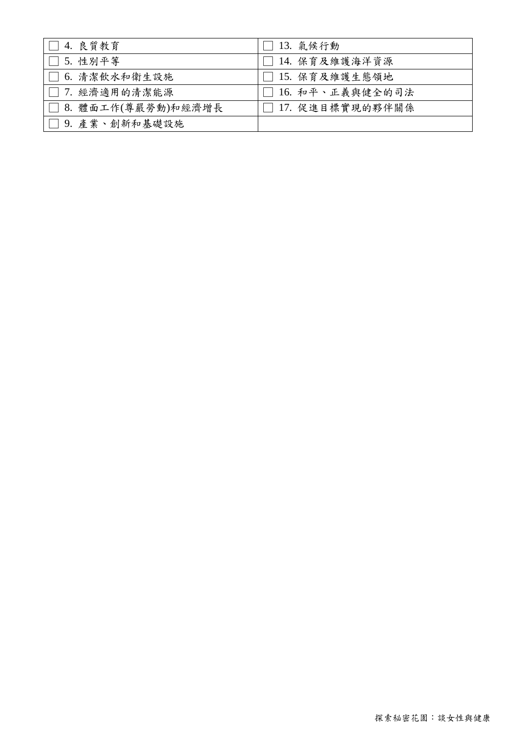| | |
|---|---|
| ☐ 4. 良質教育 | ☐ 13. 氣候行動 |
| ☐ 5. 性別平等 | ☐ 14. 保育及維護海洋資源 |
| ☐ 6. 清潔飲水和衛生設施 | ☐ 15. 保育及維護生態領地 |
| ☐ 7. 經濟適用的清潔能源 | ☐ 16. 和平、正義與健全的司法 |
| ☐ 8. 體面工作(尊嚴勞動)和經濟增長 | ☐ 17. 促進目標實現的夥伴關係 |
| ☐ 9. 產業、創新和基礎設施 | |